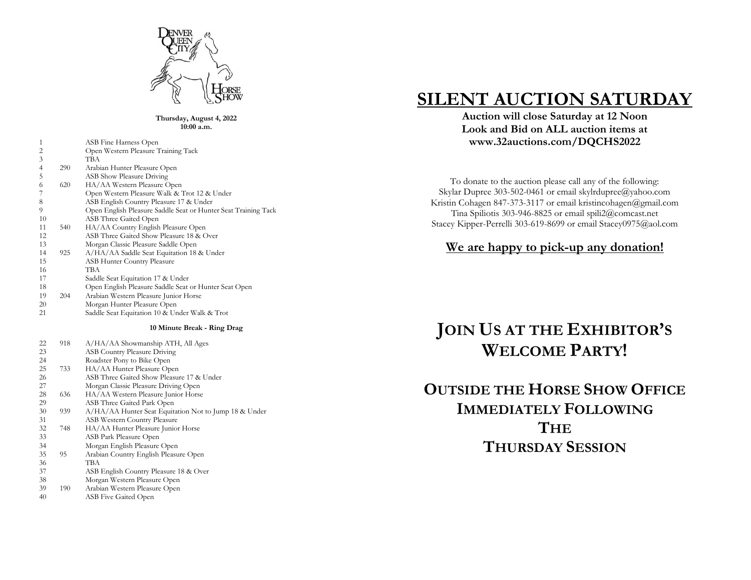Thursday, August 4, 2022
10:00 a.m.

| # | No. | Class |
|---|---|---|
| 1 | | ASB Fine Harness Open |
| 2 | | Open Western Pleasure Training Tack |
| 3 | | TBA |
| 4 | 290 | Arabian Hunter Pleasure Open |
| 5 | | ASB Show Pleasure Driving |
| 6 | 620 | HA/AA Western Pleasure Open |
| 7 | | Open Western Pleasure Walk & Trot 12 & Under |
| 8 | | ASB English Country Pleasure 17 & Under |
| 9 | | Open English Pleasure Saddle Seat or Hunter Seat Training Tack |
| 10 | | ASB Three Gaited Open |
| 11 | 540 | HA/AA Country English Pleasure Open |
| 12 | | ASB Three Gaited Show Pleasure 18 & Over |
| 13 | | Morgan Classic Pleasure Saddle Open |
| 14 | 925 | A/HA/AA Saddle Seat Equitation 18 & Under |
| 15 | | ASB Hunter Country Pleasure |
| 16 | | TBA |
| 17 | | Saddle Seat Equitation 17 & Under |
| 18 | | Open English Pleasure Saddle Seat or Hunter Seat Open |
| 19 | 204 | Arabian Western Pleasure Junior Horse |
| 20 | | Morgan Hunter Pleasure Open |
| 21 | | Saddle Seat Equitation 10 & Under Walk & Trot |

**10 Minute Break - Ring Drag**

| # | No. | Class |
|---|---|---|
| 22 | 918 | A/HA/AA Showmanship ATH, All Ages |
| 23 | | ASB Country Pleasure Driving |
| 24 | | Roadster Pony to Bike Open |
| 25 | 733 | HA/AA Hunter Pleasure Open |
| 26 | | ASB Three Gaited Show Pleasure 17 & Under |
| 27 | | Morgan Classic Pleasure Driving Open |
| 28 | 636 | HA/AA Western Pleasure Junior Horse |
| 29 | | ASB Three Gaited Park Open |
| 30 | 939 | A/HA/AA Hunter Seat Equitation Not to Jump 18 & Under |
| 31 | | ASB Western Country Pleasure |
| 32 | 748 | HA/AA Hunter Pleasure Junior Horse |
| 33 | | ASB Park Pleasure Open |
| 34 | | Morgan English Pleasure Open |
| 35 | 95 | Arabian Country English Pleasure Open |
| 36 | | TBA |
| 37 | | ASB English Country Pleasure 18 & Over |
| 38 | | Morgan Western Pleasure Open |
| 39 | 190 | Arabian Western Pleasure Open |
| 40 | | ASB Five Gaited Open |

# SILENT AUCTION SATURDAY

**Auction will close Saturday at 12 Noon**
**Look and Bid on ALL auction items at**
**www.32auctions.com/DQCHS2022**

To donate to the auction please call any of the following:
Skylar Dupree 303-502-0461 or email skylrdupree@yahoo.com
Kristin Cohagen 847-373-3117 or email kristincohagen@gmail.com
Tina Spiliotis 303-946-8825 or email spili2@comcast.net
Stacey Kipper-Perrelli 303-619-8699 or email Stacey0975@aol.com

**We are happy to pick-up any donation!**

# JOIN US AT THE EXHIBITOR'S WELCOME PARTY!

## OUTSIDE THE HORSE SHOW OFFICE IMMEDIATELY FOLLOWING THE THURSDAY SESSION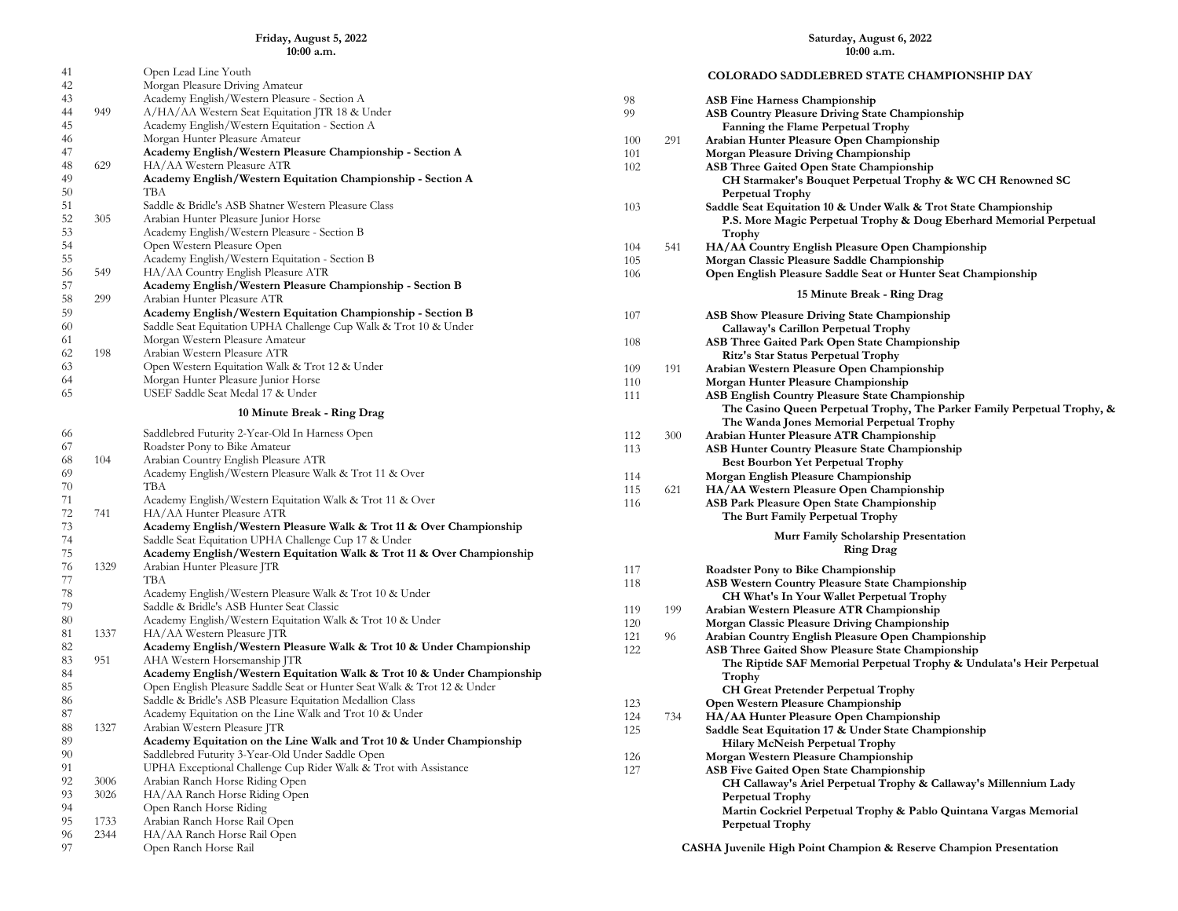## Friday, August 5, 2022
### 10:00 a.m.

| | | |
|---|---|---|
| 41 | | Open Lead Line Youth |
| 42 | | Morgan Pleasure Driving Amateur |
| 43 | | Academy English/Western Pleasure - Section A |
| 44 | 949 | A/HA/AA Western Seat Equitation JTR 18 & Under |
| 45 | | Academy English/Western Equitation - Section A |
| 46 | | Morgan Hunter Pleasure Amateur |
| 47 | | **Academy English/Western Pleasure Championship - Section A** |
| 48 | 629 | HA/AA Western Pleasure ATR |
| 49 | | **Academy English/Western Equitation Championship - Section A** |
| 50 | | TBA |
| 51 | | Saddle & Bridle's ASB Shatner Western Pleasure Class |
| 52 | 305 | Arabian Hunter Pleasure Junior Horse |
| 53 | | Academy English/Western Pleasure - Section B |
| 54 | | Open Western Pleasure Open |
| 55 | | Academy English/Western Equitation - Section B |
| 56 | 549 | HA/AA Country English Pleasure ATR |
| 57 | | **Academy English/Western Pleasure Championship - Section B** |
| 58 | 299 | Arabian Hunter Pleasure ATR |
| 59 | | **Academy English/Western Equitation Championship - Section B** |
| 60 | | Saddle Seat Equitation UPHA Challenge Cup Walk & Trot 10 & Under |
| 61 | | Morgan Western Pleasure Amateur |
| 62 | 198 | Arabian Western Pleasure ATR |
| 63 | | Open Western Equitation Walk & Trot 12 & Under |
| 64 | | Morgan Hunter Pleasure Junior Horse |
| 65 | | USEF Saddle Seat Medal 17 & Under |

**10 Minute Break - Ring Drag**

| | | |
|---|---|---|
| 66 | | Saddlebred Futurity 2-Year-Old In Harness Open |
| 67 | | Roadster Pony to Bike Amateur |
| 68 | 104 | Arabian Country English Pleasure ATR |
| 69 | | Academy English/Western Pleasure Walk & Trot 11 & Over |
| 70 | | TBA |
| 71 | | Academy English/Western Equitation Walk & Trot 11 & Over |
| 72 | 741 | HA/AA Hunter Pleasure ATR |
| 73 | | **Academy English/Western Pleasure Walk & Trot 11 & Over Championship** |
| 74 | | Saddle Seat Equitation UPHA Challenge Cup 17 & Under |
| 75 | | **Academy English/Western Equitation Walk & Trot 11 & Over Championship** |
| 76 | 1329 | Arabian Hunter Pleasure JTR |
| 77 | | TBA |
| 78 | | Academy English/Western Pleasure Walk & Trot 10 & Under |
| 79 | | Saddle & Bridle's ASB Hunter Seat Classic |
| 80 | | Academy English/Western Equitation Walk & Trot 10 & Under |
| 81 | 1337 | HA/AA Western Pleasure JTR |
| 82 | | **Academy English/Western Pleasure Walk & Trot 10 & Under Championship** |
| 83 | 951 | AHA Western Horsemanship JTR |
| 84 | | **Academy English/Western Equitation Walk & Trot 10 & Under Championship** |
| 85 | | Open English Pleasure Saddle Seat or Hunter Seat Walk & Trot 12 & Under |
| 86 | | Saddle & Bridle's ASB Pleasure Equitation Medallion Class |
| 87 | | Academy Equitation on the Line Walk and Trot 10 & Under |
| 88 | 1327 | Arabian Western Pleasure JTR |
| 89 | | **Academy Equitation on the Line Walk and Trot 10 & Under Championship** |
| 90 | | Saddlebred Futurity 3-Year-Old Under Saddle Open |
| 91 | | UPHA Exceptional Challenge Cup Rider Walk & Trot with Assistance |
| 92 | 3006 | Arabian Ranch Horse Riding Open |
| 93 | 3026 | HA/AA Ranch Horse Riding Open |
| 94 | | Open Ranch Horse Riding |
| 95 | 1733 | Arabian Ranch Horse Rail Open |
| 96 | 2344 | HA/AA Ranch Horse Rail Open |
| 97 | | Open Ranch Horse Rail |

## Saturday, August 6, 2022
### 10:00 a.m.

**COLORADO SADDLEBRED STATE CHAMPIONSHIP DAY**

| | | |
|---|---|---|
| 98 | | **ASB Fine Harness Championship** |
| 99 | | **ASB Country Pleasure Driving State Championship**<br>**Fanning the Flame Perpetual Trophy** |
| 100 | 291 | **Arabian Hunter Pleasure Open Championship** |
| 101 | | **Morgan Pleasure Driving Championship** |
| 102 | | **ASB Three Gaited Open State Championship**<br>**CH Starmaker's Bouquet Perpetual Trophy & WC CH Renowned SC Perpetual Trophy** |
| 103 | | **Saddle Seat Equitation 10 & Under Walk & Trot State Championship**<br>**P.S. More Magic Perpetual Trophy & Doug Eberhard Memorial Perpetual Trophy** |
| 104 | 541 | **HA/AA Country English Pleasure Open Championship** |
| 105 | | **Morgan Classic Pleasure Saddle Championship** |
| 106 | | **Open English Pleasure Saddle Seat or Hunter Seat Championship** |

**15 Minute Break - Ring Drag**

| | | |
|---|---|---|
| 107 | | **ASB Show Pleasure Driving State Championship**<br>**Callaway's Carillon Perpetual Trophy** |
| 108 | | **ASB Three Gaited Park Open State Championship**<br>**Ritz's Star Status Perpetual Trophy** |
| 109 | 191 | **Arabian Western Pleasure Open Championship** |
| 110 | | **Morgan Hunter Pleasure Championship** |
| 111 | | **ASB English Country Pleasure State Championship**<br>**The Casino Queen Perpetual Trophy, The Parker Family Perpetual Trophy, & The Wanda Jones Memorial Perpetual Trophy** |
| 112 | 300 | **Arabian Hunter Pleasure ATR Championship** |
| 113 | | **ASB Hunter Country Pleasure State Championship**<br>**Best Bourbon Yet Perpetual Trophy** |
| 114 | | **Morgan English Pleasure Championship** |
| 115 | 621 | **HA/AA Western Pleasure Open Championship** |
| 116 | | **ASB Park Pleasure Open State Championship**<br>**The Burt Family Perpetual Trophy** |

**Murr Family Scholarship Presentation**
**Ring Drag**

| | | |
|---|---|---|
| 117 | | **Roadster Pony to Bike Championship** |
| 118 | | **ASB Western Country Pleasure State Championship**<br>**CH What's In Your Wallet Perpetual Trophy** |
| 119 | 199 | **Arabian Western Pleasure ATR Championship** |
| 120 | | **Morgan Classic Pleasure Driving Championship** |
| 121 | 96 | **Arabian Country English Pleasure Open Championship** |
| 122 | | **ASB Three Gaited Show Pleasure State Championship**<br>**The Riptide SAF Memorial Perpetual Trophy & Undulata's Heir Perpetual Trophy**<br>**CH Great Pretender Perpetual Trophy** |
| 123 | | **Open Western Pleasure Championship** |
| 124 | 734 | **HA/AA Hunter Pleasure Open Championship** |
| 125 | | **Saddle Seat Equitation 17 & Under State Championship**<br>**Hilary McNeish Perpetual Trophy** |
| 126 | | **Morgan Western Pleasure Championship** |
| 127 | | **ASB Five Gaited Open State Championship**<br>**CH Callaway's Ariel Perpetual Trophy & Callaway's Millennium Lady Perpetual Trophy**<br>**Martin Cockriel Perpetual Trophy & Pablo Quintana Vargas Memorial Perpetual Trophy** |

**CASHA Juvenile High Point Champion & Reserve Champion Presentation**